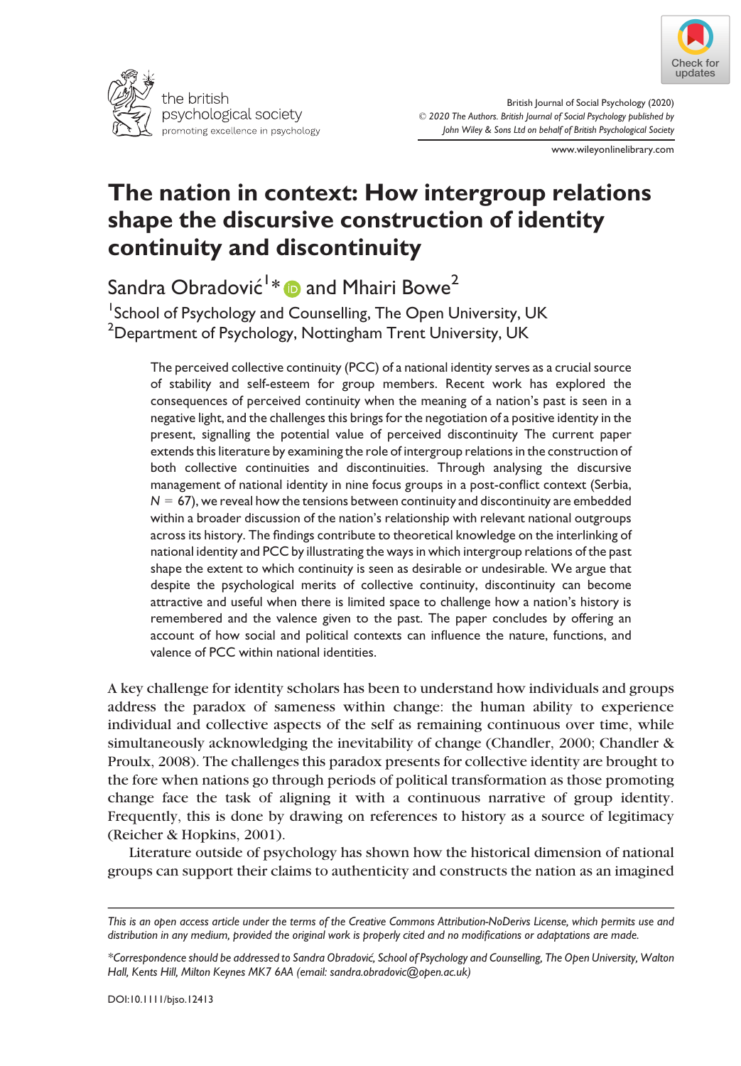# The nation in context: How intergroup relations shape the discursive construction of identity continuity and discontinuity

Sandra Obradović[1]* and Mhairi Bowe[2]

[1]School of Psychology and Counselling, The Open University, UK
[2]Department of Psychology, Nottingham Trent University, UK

The perceived collective continuity (PCC) of a national identity serves as a crucial source of stability and self-esteem for group members. Recent work has explored the consequences of perceived continuity when the meaning of a nation's past is seen in a negative light, and the challenges this brings for the negotiation of a positive identity in the present, signalling the potential value of perceived discontinuity The current paper extends this literature by examining the role of intergroup relations in the construction of both collective continuities and discontinuities. Through analysing the discursive management of national identity in nine focus groups in a post-conflict context (Serbia, $N = 67$), we reveal how the tensions between continuity and discontinuity are embedded within a broader discussion of the nation's relationship with relevant national outgroups across its history. The findings contribute to theoretical knowledge on the interlinking of national identity and PCC by illustrating the ways in which intergroup relations of the past shape the extent to which continuity is seen as desirable or undesirable. We argue that despite the psychological merits of collective continuity, discontinuity can become attractive and useful when there is limited space to challenge how a nation's history is remembered and the valence given to the past. The paper concludes by offering an account of how social and political contexts can influence the nature, functions, and valence of PCC within national identities.

A key challenge for identity scholars has been to understand how individuals and groups address the paradox of sameness within change: the human ability to experience individual and collective aspects of the self as remaining continuous over time, while simultaneously acknowledging the inevitability of change (Chandler, 2000; Chandler & Proulx, 2008). The challenges this paradox presents for collective identity are brought to the fore when nations go through periods of political transformation as those promoting change face the task of aligning it with a continuous narrative of group identity. Frequently, this is done by drawing on references to history as a source of legitimacy (Reicher & Hopkins, 2001).

Literature outside of psychology has shown how the historical dimension of national groups can support their claims to authenticity and constructs the nation as an imagined

---

*This is an open access article under the terms of the Creative Commons Attribution-NoDerivs License, which permits use and distribution in any medium, provided the original work is properly cited and no modifications or adaptations are made.*

*\*Correspondence should be addressed to Sandra Obradović, School of Psychology and Counselling, The Open University, Walton Hall, Kents Hill, Milton Keynes MK7 6AA (email: sandra.obradovic@open.ac.uk)*

DOI:10.1111/bjso.12413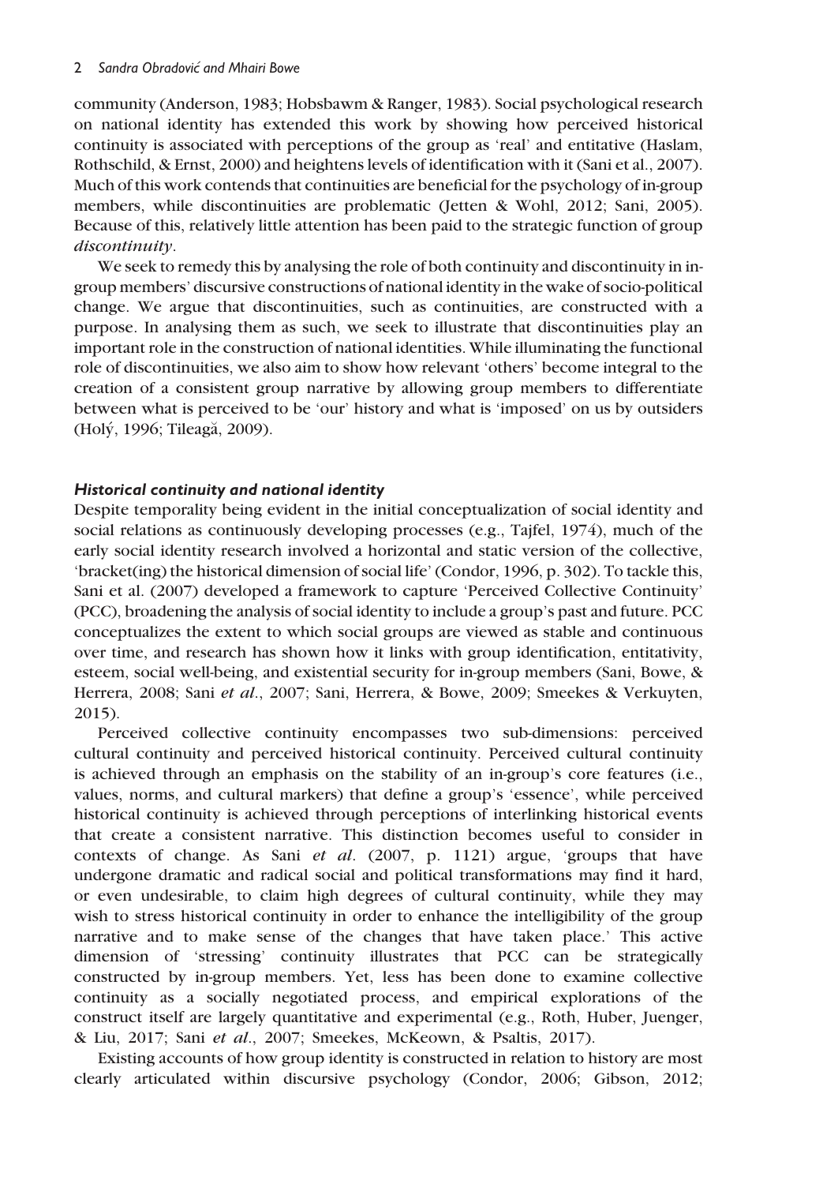community (Anderson, 1983; Hobsbawm & Ranger, 1983). Social psychological research on national identity has extended this work by showing how perceived historical continuity is associated with perceptions of the group as 'real' and entitative (Haslam, Rothschild, & Ernst, 2000) and heightens levels of identification with it (Sani et al., 2007). Much of this work contends that continuities are beneficial for the psychology of in-group members, while discontinuities are problematic (Jetten & Wohl, 2012; Sani, 2005). Because of this, relatively little attention has been paid to the strategic function of group *discontinuity*.

We seek to remedy this by analysing the role of both continuity and discontinuity in in-group members' discursive constructions of national identity in the wake of socio-political change. We argue that discontinuities, such as continuities, are constructed with a purpose. In analysing them as such, we seek to illustrate that discontinuities play an important role in the construction of national identities. While illuminating the functional role of discontinuities, we also aim to show how relevant 'others' become integral to the creation of a consistent group narrative by allowing group members to differentiate between what is perceived to be 'our' history and what is 'imposed' on us by outsiders (Holý, 1996; Tileagă, 2009).

### *Historical continuity and national identity*

Despite temporality being evident in the initial conceptualization of social identity and social relations as continuously developing processes (e.g., Tajfel, 1974), much of the early social identity research involved a horizontal and static version of the collective, 'bracket(ing) the historical dimension of social life' (Condor, 1996, p. 302). To tackle this, Sani et al. (2007) developed a framework to capture 'Perceived Collective Continuity' (PCC), broadening the analysis of social identity to include a group's past and future. PCC conceptualizes the extent to which social groups are viewed as stable and continuous over time, and research has shown how it links with group identification, entitativity, esteem, social well-being, and existential security for in-group members (Sani, Bowe, & Herrera, 2008; Sani *et al*., 2007; Sani, Herrera, & Bowe, 2009; Smeekes & Verkuyten, 2015).

Perceived collective continuity encompasses two sub-dimensions: perceived cultural continuity and perceived historical continuity. Perceived cultural continuity is achieved through an emphasis on the stability of an in-group's core features (i.e., values, norms, and cultural markers) that define a group's 'essence', while perceived historical continuity is achieved through perceptions of interlinking historical events that create a consistent narrative. This distinction becomes useful to consider in contexts of change. As Sani *et al*. (2007, p. 1121) argue, 'groups that have undergone dramatic and radical social and political transformations may find it hard, or even undesirable, to claim high degrees of cultural continuity, while they may wish to stress historical continuity in order to enhance the intelligibility of the group narrative and to make sense of the changes that have taken place.' This active dimension of 'stressing' continuity illustrates that PCC can be strategically constructed by in-group members. Yet, less has been done to examine collective continuity as a socially negotiated process, and empirical explorations of the construct itself are largely quantitative and experimental (e.g., Roth, Huber, Juenger, & Liu, 2017; Sani *et al*., 2007; Smeekes, McKeown, & Psaltis, 2017).

Existing accounts of how group identity is constructed in relation to history are most clearly articulated within discursive psychology (Condor, 2006; Gibson, 2012;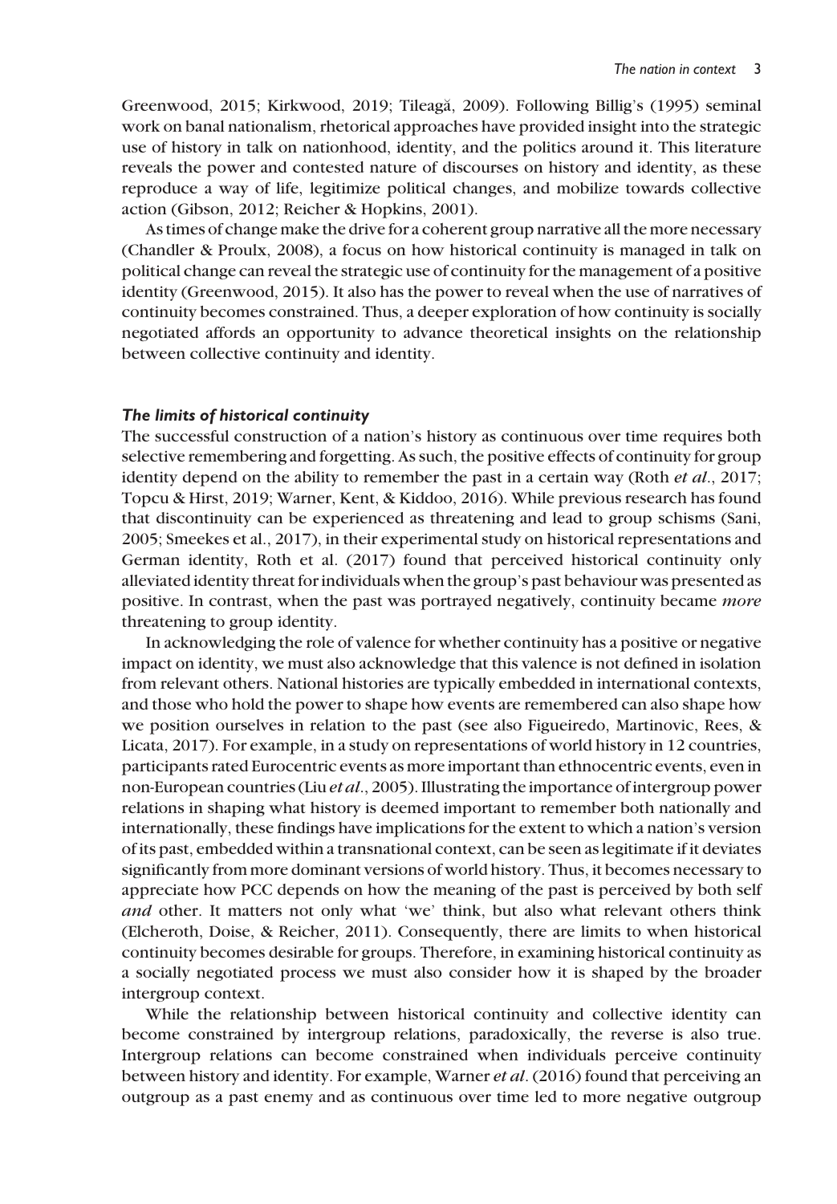Greenwood, 2015; Kirkwood, 2019; Tileagă, 2009). Following Billig's (1995) seminal work on banal nationalism, rhetorical approaches have provided insight into the strategic use of history in talk on nationhood, identity, and the politics around it. This literature reveals the power and contested nature of discourses on history and identity, as these reproduce a way of life, legitimize political changes, and mobilize towards collective action (Gibson, 2012; Reicher & Hopkins, 2001).

As times of change make the drive for a coherent group narrative all the more necessary (Chandler & Proulx, 2008), a focus on how historical continuity is managed in talk on political change can reveal the strategic use of continuity for the management of a positive identity (Greenwood, 2015). It also has the power to reveal when the use of narratives of continuity becomes constrained. Thus, a deeper exploration of how continuity is socially negotiated affords an opportunity to advance theoretical insights on the relationship between collective continuity and identity.

### *The limits of historical continuity*

The successful construction of a nation's history as continuous over time requires both selective remembering and forgetting. As such, the positive effects of continuity for group identity depend on the ability to remember the past in a certain way (Roth *et al*., 2017; Topcu & Hirst, 2019; Warner, Kent, & Kiddoo, 2016). While previous research has found that discontinuity can be experienced as threatening and lead to group schisms (Sani, 2005; Smeekes et al., 2017), in their experimental study on historical representations and German identity, Roth et al. (2017) found that perceived historical continuity only alleviated identity threat for individuals when the group's past behaviour was presented as positive. In contrast, when the past was portrayed negatively, continuity became *more* threatening to group identity.

In acknowledging the role of valence for whether continuity has a positive or negative impact on identity, we must also acknowledge that this valence is not defined in isolation from relevant others. National histories are typically embedded in international contexts, and those who hold the power to shape how events are remembered can also shape how we position ourselves in relation to the past (see also Figueiredo, Martinovic, Rees, & Licata, 2017). For example, in a study on representations of world history in 12 countries, participants rated Eurocentric events as more important than ethnocentric events, even in non-European countries (Liu *et al*., 2005). Illustrating the importance of intergroup power relations in shaping what history is deemed important to remember both nationally and internationally, these findings have implications for the extent to which a nation's version of its past, embedded within a transnational context, can be seen as legitimate if it deviates significantly from more dominant versions of world history. Thus, it becomes necessary to appreciate how PCC depends on how the meaning of the past is perceived by both self *and* other. It matters not only what 'we' think, but also what relevant others think (Elcheroth, Doise, & Reicher, 2011). Consequently, there are limits to when historical continuity becomes desirable for groups. Therefore, in examining historical continuity as a socially negotiated process we must also consider how it is shaped by the broader intergroup context.

While the relationship between historical continuity and collective identity can become constrained by intergroup relations, paradoxically, the reverse is also true. Intergroup relations can become constrained when individuals perceive continuity between history and identity. For example, Warner *et al*. (2016) found that perceiving an outgroup as a past enemy and as continuous over time led to more negative outgroup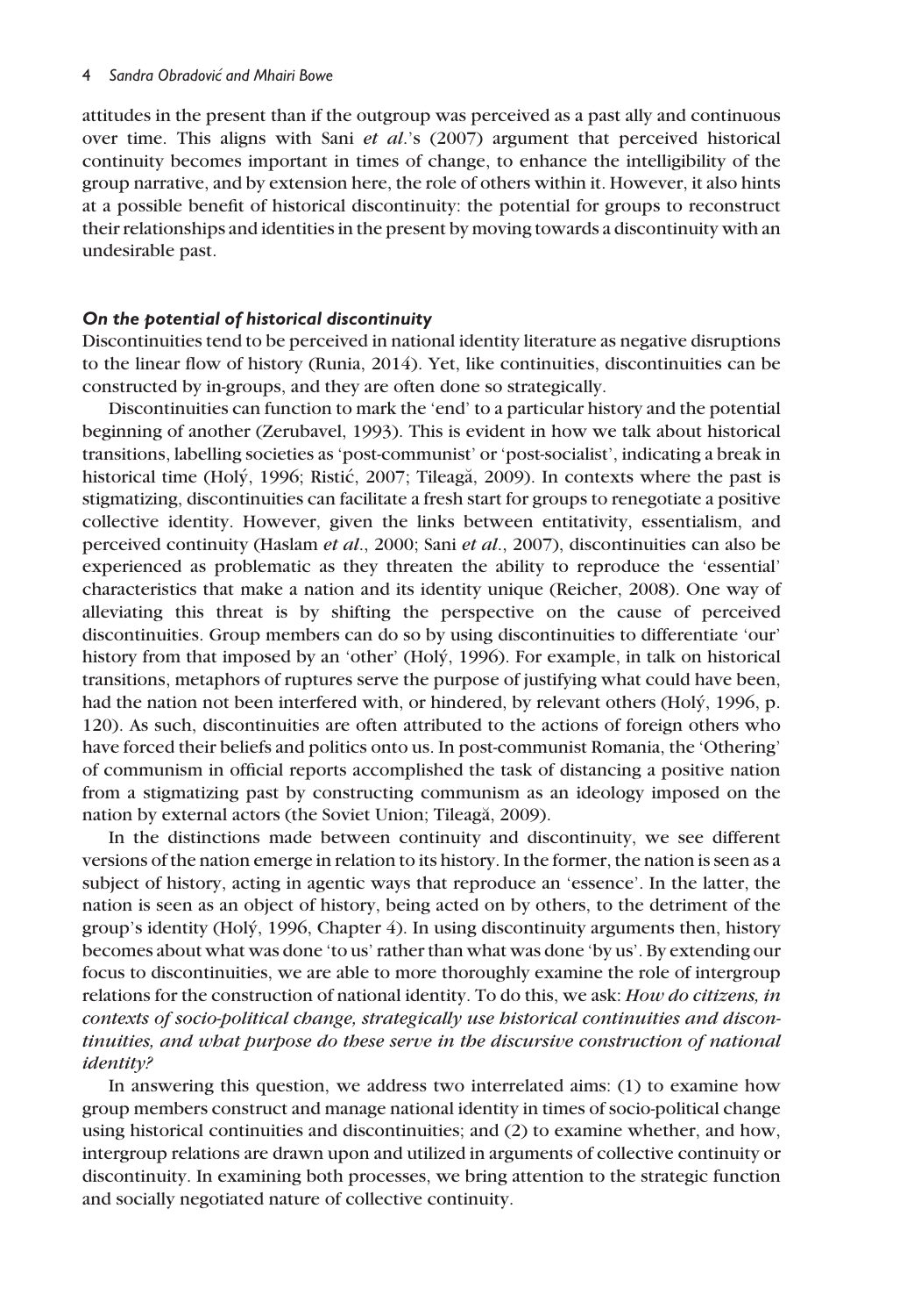attitudes in the present than if the outgroup was perceived as a past ally and continuous over time. This aligns with Sani *et al*.'s (2007) argument that perceived historical continuity becomes important in times of change, to enhance the intelligibility of the group narrative, and by extension here, the role of others within it. However, it also hints at a possible benefit of historical discontinuity: the potential for groups to reconstruct their relationships and identities in the present by moving towards a discontinuity with an undesirable past.

### *On the potential of historical discontinuity*

Discontinuities tend to be perceived in national identity literature as negative disruptions to the linear flow of history (Runia, 2014). Yet, like continuities, discontinuities can be constructed by in-groups, and they are often done so strategically.

Discontinuities can function to mark the 'end' to a particular history and the potential beginning of another (Zerubavel, 1993). This is evident in how we talk about historical transitions, labelling societies as 'post-communist' or 'post-socialist', indicating a break in historical time (Holý, 1996; Ristić, 2007; Tileagă, 2009). In contexts where the past is stigmatizing, discontinuities can facilitate a fresh start for groups to renegotiate a positive collective identity. However, given the links between entitativity, essentialism, and perceived continuity (Haslam *et al*., 2000; Sani *et al*., 2007), discontinuities can also be experienced as problematic as they threaten the ability to reproduce the 'essential' characteristics that make a nation and its identity unique (Reicher, 2008). One way of alleviating this threat is by shifting the perspective on the cause of perceived discontinuities. Group members can do so by using discontinuities to differentiate 'our' history from that imposed by an 'other' (Holý, 1996). For example, in talk on historical transitions, metaphors of ruptures serve the purpose of justifying what could have been, had the nation not been interfered with, or hindered, by relevant others (Holý, 1996, p. 120). As such, discontinuities are often attributed to the actions of foreign others who have forced their beliefs and politics onto us. In post-communist Romania, the 'Othering' of communism in official reports accomplished the task of distancing a positive nation from a stigmatizing past by constructing communism as an ideology imposed on the nation by external actors (the Soviet Union; Tileagă, 2009).

In the distinctions made between continuity and discontinuity, we see different versions of the nation emerge in relation to its history. In the former, the nation is seen as a subject of history, acting in agentic ways that reproduce an 'essence'. In the latter, the nation is seen as an object of history, being acted on by others, to the detriment of the group's identity (Holý, 1996, Chapter 4). In using discontinuity arguments then, history becomes about what was done 'to us' rather than what was done 'by us'. By extending our focus to discontinuities, we are able to more thoroughly examine the role of intergroup relations for the construction of national identity. To do this, we ask: ***How do citizens, in contexts of socio-political change, strategically use historical continuities and discontinuities, and what purpose do these serve in the discursive construction of national identity?***

In answering this question, we address two interrelated aims: (1) to examine how group members construct and manage national identity in times of socio-political change using historical continuities and discontinuities; and (2) to examine whether, and how, intergroup relations are drawn upon and utilized in arguments of collective continuity or discontinuity. In examining both processes, we bring attention to the strategic function and socially negotiated nature of collective continuity.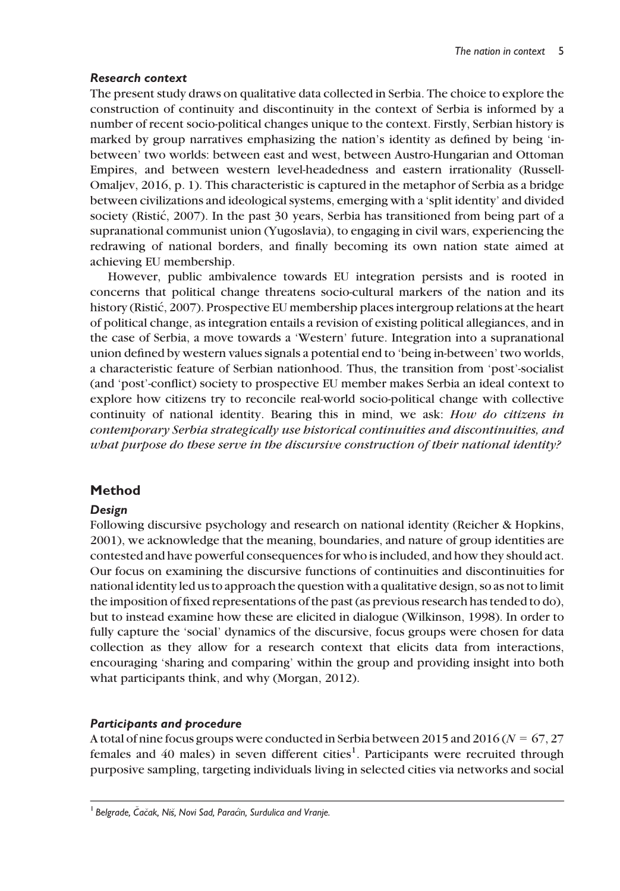### Research context

The present study draws on qualitative data collected in Serbia. The choice to explore the construction of continuity and discontinuity in the context of Serbia is informed by a number of recent socio-political changes unique to the context. Firstly, Serbian history is marked by group narratives emphasizing the nation's identity as defined by being 'in-between' two worlds: between east and west, between Austro-Hungarian and Ottoman Empires, and between western level-headedness and eastern irrationality (Russell-Omaljev, 2016, p. 1). This characteristic is captured in the metaphor of Serbia as a bridge between civilizations and ideological systems, emerging with a 'split identity' and divided society (Ristić, 2007). In the past 30 years, Serbia has transitioned from being part of a supranational communist union (Yugoslavia), to engaging in civil wars, experiencing the redrawing of national borders, and finally becoming its own nation state aimed at achieving EU membership.

However, public ambivalence towards EU integration persists and is rooted in concerns that political change threatens socio-cultural markers of the nation and its history (Ristić, 2007). Prospective EU membership places intergroup relations at the heart of political change, as integration entails a revision of existing political allegiances, and in the case of Serbia, a move towards a 'Western' future. Integration into a supranational union defined by western values signals a potential end to 'being in-between' two worlds, a characteristic feature of Serbian nationhood. Thus, the transition from 'post'-socialist (and 'post'-conflict) society to prospective EU member makes Serbia an ideal context to explore how citizens try to reconcile real-world socio-political change with collective continuity of national identity. Bearing this in mind, we ask: ***How do citizens in contemporary Serbia strategically use historical continuities and discontinuities, and what purpose do these serve in the discursive construction of their national identity?***

## Method

### Design

Following discursive psychology and research on national identity (Reicher & Hopkins, 2001), we acknowledge that the meaning, boundaries, and nature of group identities are contested and have powerful consequences for who is included, and how they should act. Our focus on examining the discursive functions of continuities and discontinuities for national identity led us to approach the question with a qualitative design, so as not to limit the imposition of fixed representations of the past (as previous research has tended to do), but to instead examine how these are elicited in dialogue (Wilkinson, 1998). In order to fully capture the 'social' dynamics of the discursive, focus groups were chosen for data collection as they allow for a research context that elicits data from interactions, encouraging 'sharing and comparing' within the group and providing insight into both what participants think, and why (Morgan, 2012).

### Participants and procedure

A total of nine focus groups were conducted in Serbia between 2015 and 2016 ($N = 67$, 27 females and 40 males) in seven different cities[1]. Participants were recruited through purposive sampling, targeting individuals living in selected cities via networks and social

[1] *Belgrade, Čačak, Niš, Novi Sad, Paraćin, Surdulica and Vranje.*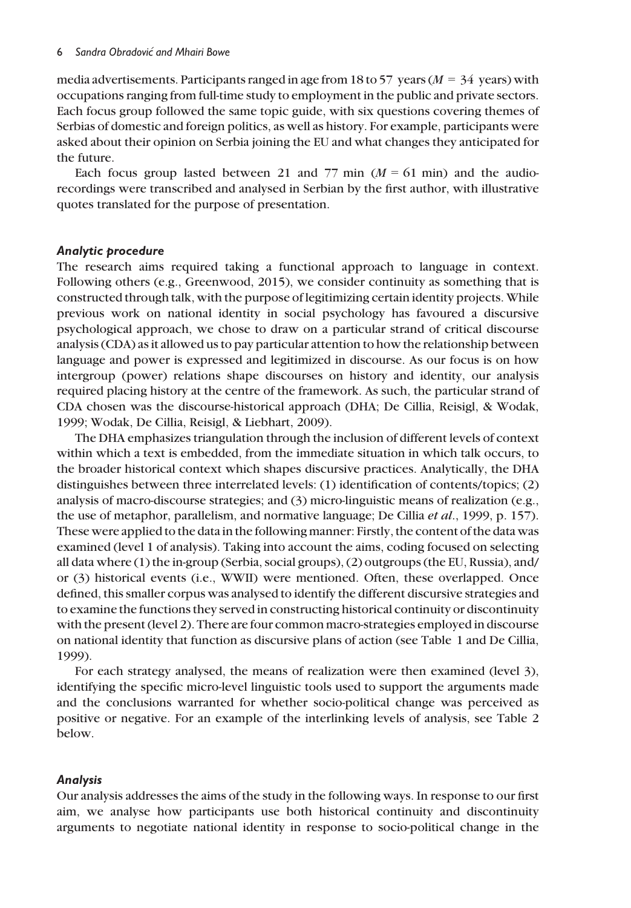media advertisements. Participants ranged in age from 18 to 57 years ($M$ = 34 years) with occupations ranging from full-time study to employment in the public and private sectors. Each focus group followed the same topic guide, with six questions covering themes of Serbias of domestic and foreign politics, as well as history. For example, participants were asked about their opinion on Serbia joining the EU and what changes they anticipated for the future.

Each focus group lasted between 21 and 77 min ($M$ = 61 min) and the audio-recordings were transcribed and analysed in Serbian by the first author, with illustrative quotes translated for the purpose of presentation.

### Analytic procedure

The research aims required taking a functional approach to language in context. Following others (e.g., Greenwood, 2015), we consider continuity as something that is constructed through talk, with the purpose of legitimizing certain identity projects. While previous work on national identity in social psychology has favoured a discursive psychological approach, we chose to draw on a particular strand of critical discourse analysis (CDA) as it allowed us to pay particular attention to how the relationship between language and power is expressed and legitimized in discourse. As our focus is on how intergroup (power) relations shape discourses on history and identity, our analysis required placing history at the centre of the framework. As such, the particular strand of CDA chosen was the discourse-historical approach (DHA; De Cillia, Reisigl, & Wodak, 1999; Wodak, De Cillia, Reisigl, & Liebhart, 2009).

The DHA emphasizes triangulation through the inclusion of different levels of context within which a text is embedded, from the immediate situation in which talk occurs, to the broader historical context which shapes discursive practices. Analytically, the DHA distinguishes between three interrelated levels: (1) identification of contents/topics; (2) analysis of macro-discourse strategies; and (3) micro-linguistic means of realization (e.g., the use of metaphor, parallelism, and normative language; De Cillia *et al*., 1999, p. 157). These were applied to the data in the following manner: Firstly, the content of the data was examined (level 1 of analysis). Taking into account the aims, coding focused on selecting all data where (1) the in-group (Serbia, social groups), (2) outgroups (the EU, Russia), and/or (3) historical events (i.e., WWII) were mentioned. Often, these overlapped. Once defined, this smaller corpus was analysed to identify the different discursive strategies and to examine the functions they served in constructing historical continuity or discontinuity with the present (level 2). There are four common macro-strategies employed in discourse on national identity that function as discursive plans of action (see Table 1 and De Cillia, 1999).

For each strategy analysed, the means of realization were then examined (level 3), identifying the specific micro-level linguistic tools used to support the arguments made and the conclusions warranted for whether socio-political change was perceived as positive or negative. For an example of the interlinking levels of analysis, see Table 2 below.

### Analysis

Our analysis addresses the aims of the study in the following ways. In response to our first aim, we analyse how participants use both historical continuity and discontinuity arguments to negotiate national identity in response to socio-political change in the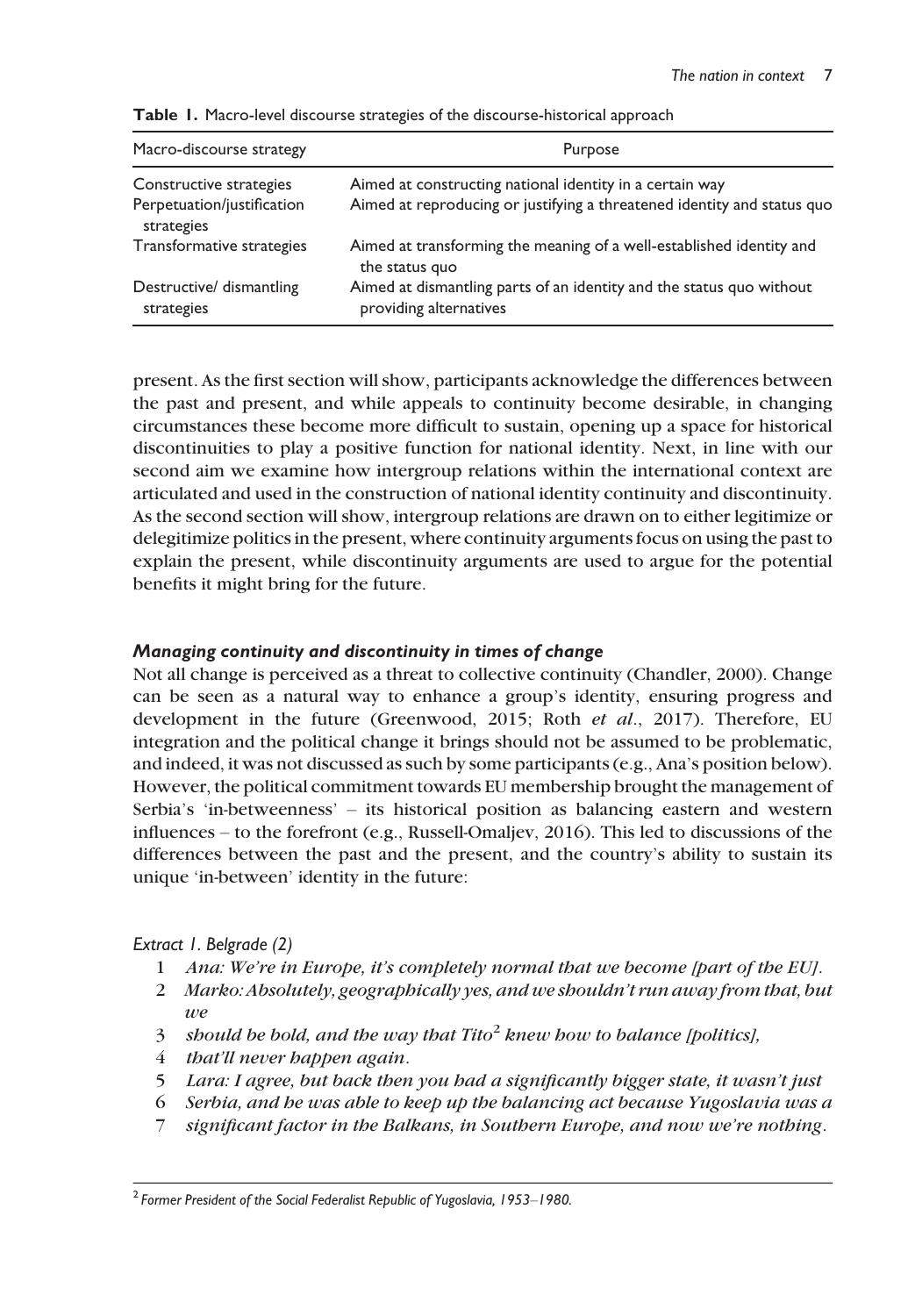**Table 1.** Macro-level discourse strategies of the discourse-historical approach

| Macro-discourse strategy | Purpose |
| --- | --- |
| Constructive strategies | Aimed at constructing national identity in a certain way |
| Perpetuation/justification strategies | Aimed at reproducing or justifying a threatened identity and status quo |
| Transformative strategies | Aimed at transforming the meaning of a well-established identity and the status quo |
| Destructive/ dismantling strategies | Aimed at dismantling parts of an identity and the status quo without providing alternatives |

present. As the first section will show, participants acknowledge the differences between the past and present, and while appeals to continuity become desirable, in changing circumstances these become more difficult to sustain, opening up a space for historical discontinuities to play a positive function for national identity. Next, in line with our second aim we examine how intergroup relations within the international context are articulated and used in the construction of national identity continuity and discontinuity. As the second section will show, intergroup relations are drawn on to either legitimize or delegitimize politics in the present, where continuity arguments focus on using the past to explain the present, while discontinuity arguments are used to argue for the potential benefits it might bring for the future.

### *Managing continuity and discontinuity in times of change*

Not all change is perceived as a threat to collective continuity (Chandler, 2000). Change can be seen as a natural way to enhance a group's identity, ensuring progress and development in the future (Greenwood, 2015; Roth *et al*., 2017). Therefore, EU integration and the political change it brings should not be assumed to be problematic, and indeed, it was not discussed as such by some participants (e.g., Ana's position below). However, the political commitment towards EU membership brought the management of Serbia's 'in-betweenness' – its historical position as balancing eastern and western influences – to the forefront (e.g., Russell-Omaljev, 2016). This led to discussions of the differences between the past and the present, and the country's ability to sustain its unique 'in-between' identity in the future:

*Extract 1. Belgrade (2)*

1 *Ana: We're in Europe, it's completely normal that we become [part of the EU].*
2 *Marko: Absolutely, geographically yes, and we shouldn't run away from that, but we*
3 *should be bold, and the way that Tito*[2] *knew how to balance [politics],*
4 *that'll never happen again.*
5 *Lara: I agree, but back then you had a significantly bigger state, it wasn't just*
6 *Serbia, and he was able to keep up the balancing act because Yugoslavia was a*
7 *significant factor in the Balkans, in Southern Europe, and now we're nothing.*

[2] *Former President of the Social Federalist Republic of Yugoslavia, 1953–1980.*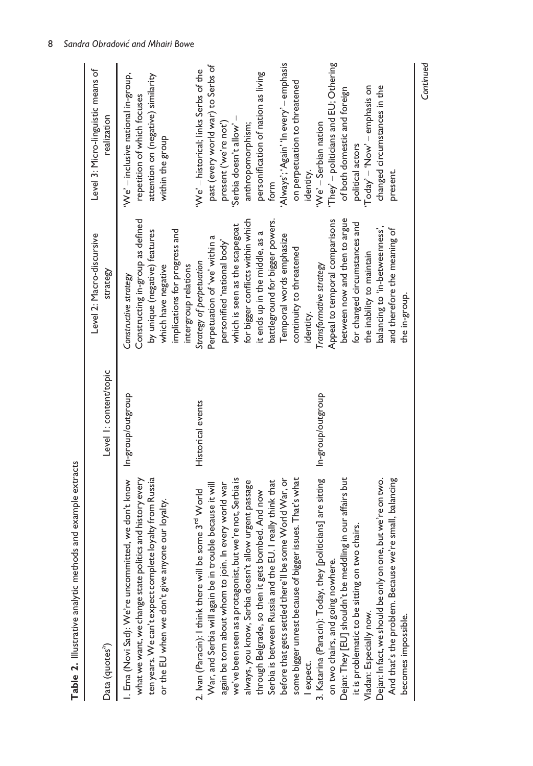**Table 2.** Illustrative analytic methods and example extracts

| Data (quotes[a]) | Level 1: content/topic | Level 2: Macro-discursive strategy | Level 3: Micro-linguistic means of realization |
|---|---|---|---|
| 1. Ema (Novi Sad): We're uncommitted, we don't know what we want, we change state politics and history every ten years. We can't expect complete loyalty from Russia or the EU when we don't give anyone our loyalty. | In-group/outgroup | *Constructive strategy* Constructing in-group as defined by unique (negative) features which have negative implications for progress and intergroup relations | 'We' – inclusive national in-group, repetition of which focuses attention on (negative) similarity within the group |
| 2. Ivan (Paracin): I think there will be some 3rd World War, and Serbia will again be in trouble because it will again be torn about whom to join. In every world war we've been seen as a protagonist, but we're not, Serbia is always, you know, Serbia doesn't allow urgent passage through Belgrade, so then it gets bombed. And now Serbia is between Russia and the EU. I really think that before that gets settled there'll be some World War, or some bigger unrest because of bigger issues. That's what I expect. | Historical events | *Strategy of perpetuation* Perpetuation of 'we' within a personified 'national body' which is seen as the scapegoat for bigger conflicts within which it ends up in the middle, as a battleground for bigger powers. Temporal words emphasize continuity to threatened identity. | 'We' – historical; links Serbs of the past (every world war) to Serbs of present ('we're not') 'Serbia doesn't allow' – anthropomorphism; personification of nation as living form 'Always'; 'Again' 'In every' – emphasis on perpetuation to threatened identity. |
| 3. Katarina (Paracin): Today, they [politicians] are sitting on two chairs, and going nowhere. Dejan: They [EU] shouldn't be meddling in our affairs but it is problematic to be sitting on two chairs. Vladan: Especially now. Dejan: In fact, we should be only on one, but we're on two. And that's the problem. Because we're small, balancing becomes impossible. | In-group/outgroup | *Transformative strategy* Appeal to temporal comparisons between now and then to argue for changed circumstances and the inability to maintain balancing to 'in-betweenness', and therefore the meaning of the in-group. | 'We' – Serbian nation 'They' – politicians and EU; Othering of both domestic and foreign political actors 'Today' – 'Now' – emphasis on changed circumstances in the present. |

*Continued*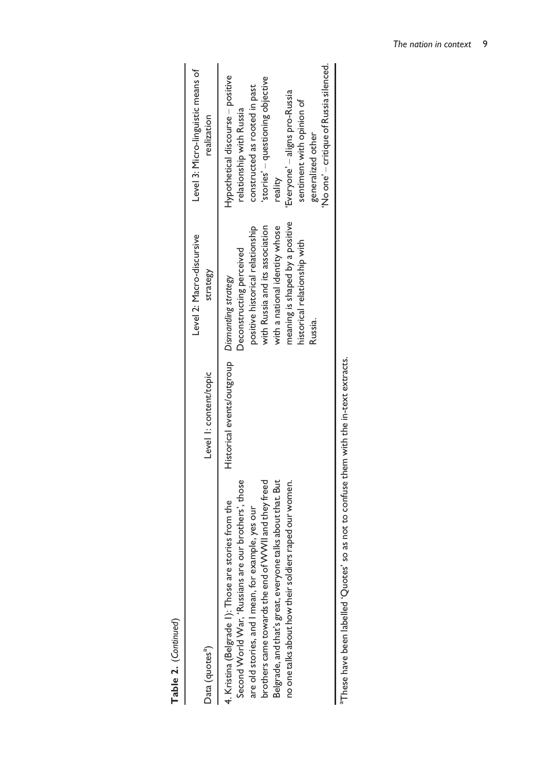**Table 2.** (*Continued*)

| Data (quotes[a]) | Level 1: content/topic | Level 2: Macro-discursive strategy | Level 3: Micro-linguistic means of realization |
|---|---|---|---|
| 4. Kristina (Belgrade 1): Those are stories from the Second World War, 'Russians are our brothers', those are old stories, and I mean, for example, yes our brothers came towards the end of WWII and they freed Belgrade, and that's great, everyone talks about that. But no one talks about how their soldiers raped our women. | Historical events/outgroup | *Dismantling strategy* Deconstructing perceived positive historical relationship with Russia and its association with a national identity whose meaning is shaped by a positive historical relationship with Russia. | Hypothetical discourse – positive relationship with Russia constructed as rooted in past 'stories' – questioning objective reality 'Everyone' – aligns pro-Russia sentiment with opinion of generalized other 'No one' – critique of Russia silenced. |

[a]These have been labelled 'Quotes' so as not to confuse them with the in-text extracts.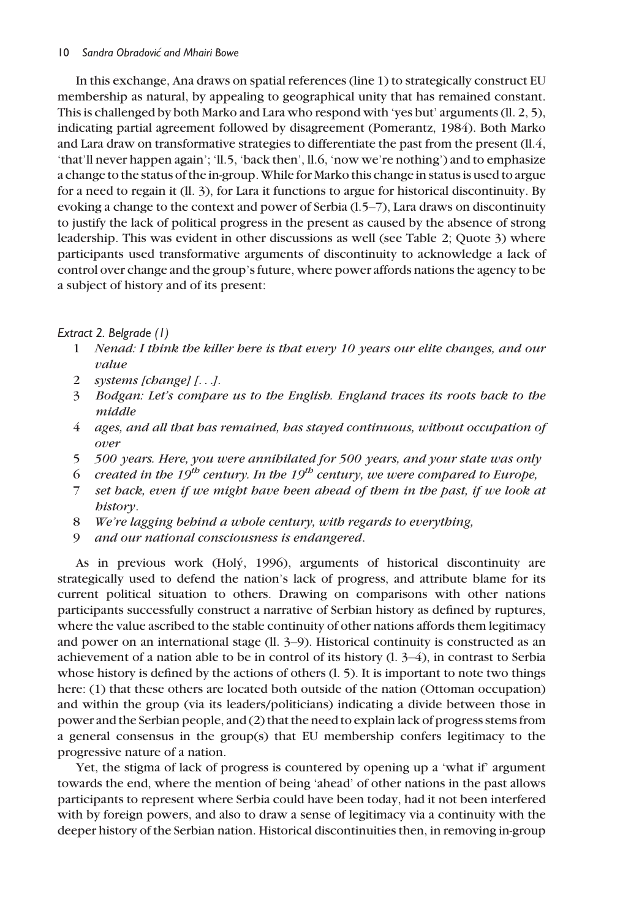In this exchange, Ana draws on spatial references (line 1) to strategically construct EU membership as natural, by appealing to geographical unity that has remained constant. This is challenged by both Marko and Lara who respond with 'yes but' arguments (ll. 2, 5), indicating partial agreement followed by disagreement (Pomerantz, 1984). Both Marko and Lara draw on transformative strategies to differentiate the past from the present (ll.4, 'that'll never happen again'; 'll.5, 'back then', ll.6, 'now we're nothing') and to emphasize a change to the status of the in-group. While for Marko this change in status is used to argue for a need to regain it (ll. 3), for Lara it functions to argue for historical discontinuity. By evoking a change to the context and power of Serbia (l.5–7), Lara draws on discontinuity to justify the lack of political progress in the present as caused by the absence of strong leadership. This was evident in other discussions as well (see Table 2; Quote 3) where participants used transformative arguments of discontinuity to acknowledge a lack of control over change and the group's future, where power affords nations the agency to be a subject of history and of its present:

*Extract 2. Belgrade (1)*

1 *Nenad: I think the killer here is that every 10 years our elite changes, and our value*
2 *systems [change] [. . .].*
3 *Bodgan: Let's compare us to the English. England traces its roots back to the middle*
4 *ages, and all that has remained, has stayed continuous, without occupation of over*
5 *500 years. Here, you were annihilated for 500 years, and your state was only*
6 *created in the 19th century. In the 19th century, we were compared to Europe,*
7 *set back, even if we might have been ahead of them in the past, if we look at history.*
8 *We're lagging behind a whole century, with regards to everything,*
9 *and our national consciousness is endangered.*

As in previous work (Holý, 1996), arguments of historical discontinuity are strategically used to defend the nation's lack of progress, and attribute blame for its current political situation to others. Drawing on comparisons with other nations participants successfully construct a narrative of Serbian history as defined by ruptures, where the value ascribed to the stable continuity of other nations affords them legitimacy and power on an international stage (ll. 3–9). Historical continuity is constructed as an achievement of a nation able to be in control of its history (l. 3–4), in contrast to Serbia whose history is defined by the actions of others (l. 5). It is important to note two things here: (1) that these others are located both outside of the nation (Ottoman occupation) and within the group (via its leaders/politicians) indicating a divide between those in power and the Serbian people, and (2) that the need to explain lack of progress stems from a general consensus in the group(s) that EU membership confers legitimacy to the progressive nature of a nation.

Yet, the stigma of lack of progress is countered by opening up a 'what if' argument towards the end, where the mention of being 'ahead' of other nations in the past allows participants to represent where Serbia could have been today, had it not been interfered with by foreign powers, and also to draw a sense of legitimacy via a continuity with the deeper history of the Serbian nation. Historical discontinuities then, in removing in-group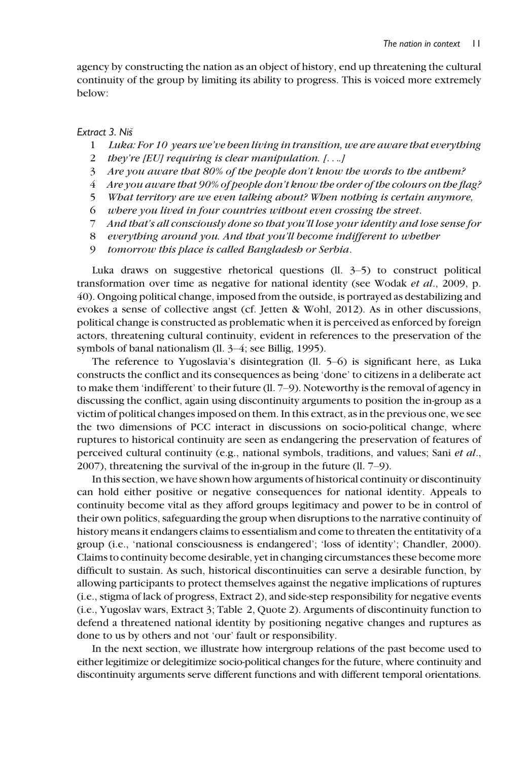agency by constructing the nation as an object of history, end up threatening the cultural continuity of the group by limiting its ability to progress. This is voiced more extremely below:

*Extract 3. Niš*

1 *Luka: For 10 years we've been living in transition, we are aware that everything*
2 *they're [EU] requiring is clear manipulation. [. . ..]*
3 *Are you aware that 80% of the people don't know the words to the anthem?*
4 *Are you aware that 90% of people don't know the order of the colours on the flag?*
5 *What territory are we even talking about? When nothing is certain anymore,*
6 *where you lived in four countries without even crossing the street.*
7 *And that's all consciously done so that you'll lose your identity and lose sense for*
8 *everything around you. And that you'll become indifferent to whether*
9 *tomorrow this place is called Bangladesh or Serbia.*

Luka draws on suggestive rhetorical questions (ll. 3–5) to construct political transformation over time as negative for national identity (see Wodak *et al*., 2009, p. 40). Ongoing political change, imposed from the outside, is portrayed as destabilizing and evokes a sense of collective angst (cf. Jetten & Wohl, 2012). As in other discussions, political change is constructed as problematic when it is perceived as enforced by foreign actors, threatening cultural continuity, evident in references to the preservation of the symbols of banal nationalism (ll. 3–4; see Billig, 1995).

The reference to Yugoslavia's disintegration (ll. 5–6) is significant here, as Luka constructs the conflict and its consequences as being 'done' to citizens in a deliberate act to make them 'indifferent' to their future (ll. 7–9). Noteworthy is the removal of agency in discussing the conflict, again using discontinuity arguments to position the in-group as a victim of political changes imposed on them. In this extract, as in the previous one, we see the two dimensions of PCC interact in discussions on socio-political change, where ruptures to historical continuity are seen as endangering the preservation of features of perceived cultural continuity (e.g., national symbols, traditions, and values; Sani *et al*., 2007), threatening the survival of the in-group in the future (ll. 7–9).

In this section, we have shown how arguments of historical continuity or discontinuity can hold either positive or negative consequences for national identity. Appeals to continuity become vital as they afford groups legitimacy and power to be in control of their own politics, safeguarding the group when disruptions to the narrative continuity of history means it endangers claims to essentialism and come to threaten the entitativity of a group (i.e., 'national consciousness is endangered'; 'loss of identity'; Chandler, 2000). Claims to continuity become desirable, yet in changing circumstances these become more difficult to sustain. As such, historical discontinuities can serve a desirable function, by allowing participants to protect themselves against the negative implications of ruptures (i.e., stigma of lack of progress, Extract 2), and side-step responsibility for negative events (i.e., Yugoslav wars, Extract 3; Table 2, Quote 2). Arguments of discontinuity function to defend a threatened national identity by positioning negative changes and ruptures as done to us by others and not 'our' fault or responsibility.

In the next section, we illustrate how intergroup relations of the past become used to either legitimize or delegitimize socio-political changes for the future, where continuity and discontinuity arguments serve different functions and with different temporal orientations.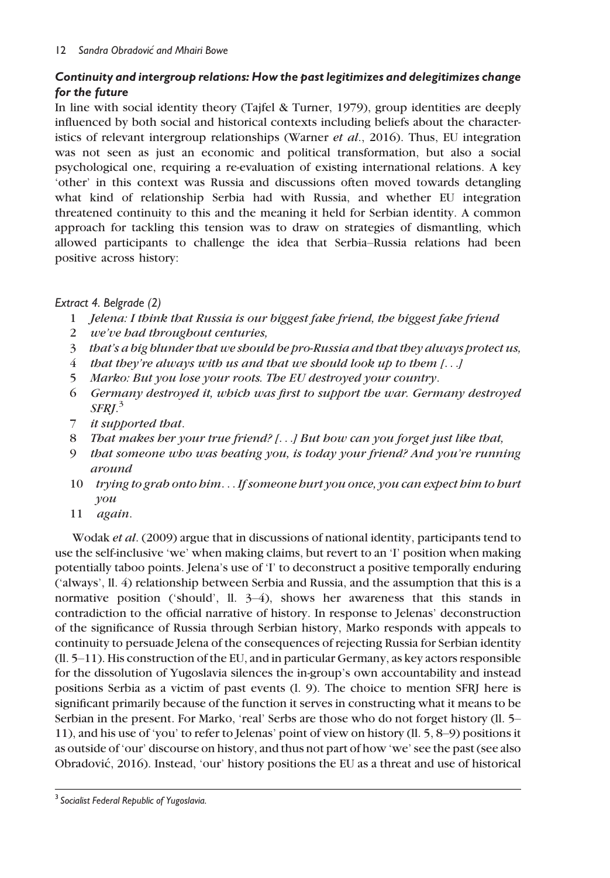### *Continuity and intergroup relations: How the past legitimizes and delegitimizes change for the future*

In line with social identity theory (Tajfel & Turner, 1979), group identities are deeply influenced by both social and historical contexts including beliefs about the characteristics of relevant intergroup relationships (Warner *et al*., 2016). Thus, EU integration was not seen as just an economic and political transformation, but also a social psychological one, requiring a re-evaluation of existing international relations. A key 'other' in this context was Russia and discussions often moved towards detangling what kind of relationship Serbia had with Russia, and whether EU integration threatened continuity to this and the meaning it held for Serbian identity. A common approach for tackling this tension was to draw on strategies of dismantling, which allowed participants to challenge the idea that Serbia–Russia relations had been positive across history:

*Extract 4. Belgrade (2)*

1 *Jelena: I think that Russia is our biggest fake friend, the biggest fake friend*
2 *we've had throughout centuries,*
3 *that's a big blunder that we should be pro-Russia and that they always protect us,*
4 *that they're always with us and that we should look up to them [. . .]*
5 *Marko: But you lose your roots. The EU destroyed your country.*
6 *Germany destroyed it, which was first to support the war. Germany destroyed SFRJ.*[3]
7 *it supported that.*
8 *That makes her your true friend? [. . .] But how can you forget just like that,*
9 *that someone who was beating you, is today your friend? And you're running around*
10 *trying to grab onto him. . . If someone hurt you once, you can expect him to hurt you*
11 *again.*

Wodak *et al*. (2009) argue that in discussions of national identity, participants tend to use the self-inclusive 'we' when making claims, but revert to an 'I' position when making potentially taboo points. Jelena's use of 'I' to deconstruct a positive temporally enduring ('always', ll. 4) relationship between Serbia and Russia, and the assumption that this is a normative position ('should', ll. 3–4), shows her awareness that this stands in contradiction to the official narrative of history. In response to Jelenas' deconstruction of the significance of Russia through Serbian history, Marko responds with appeals to continuity to persuade Jelena of the consequences of rejecting Russia for Serbian identity (ll. 5–11). His construction of the EU, and in particular Germany, as key actors responsible for the dissolution of Yugoslavia silences the in-group's own accountability and instead positions Serbia as a victim of past events (l. 9). The choice to mention SFRJ here is significant primarily because of the function it serves in constructing what it means to be Serbian in the present. For Marko, 'real' Serbs are those who do not forget history (ll. 5–11), and his use of 'you' to refer to Jelenas' point of view on history (ll. 5, 8–9) positions it as outside of 'our' discourse on history, and thus not part of how 'we' see the past (see also Obradović, 2016). Instead, 'our' history positions the EU as a threat and use of historical

---

[3] *Socialist Federal Republic of Yugoslavia.*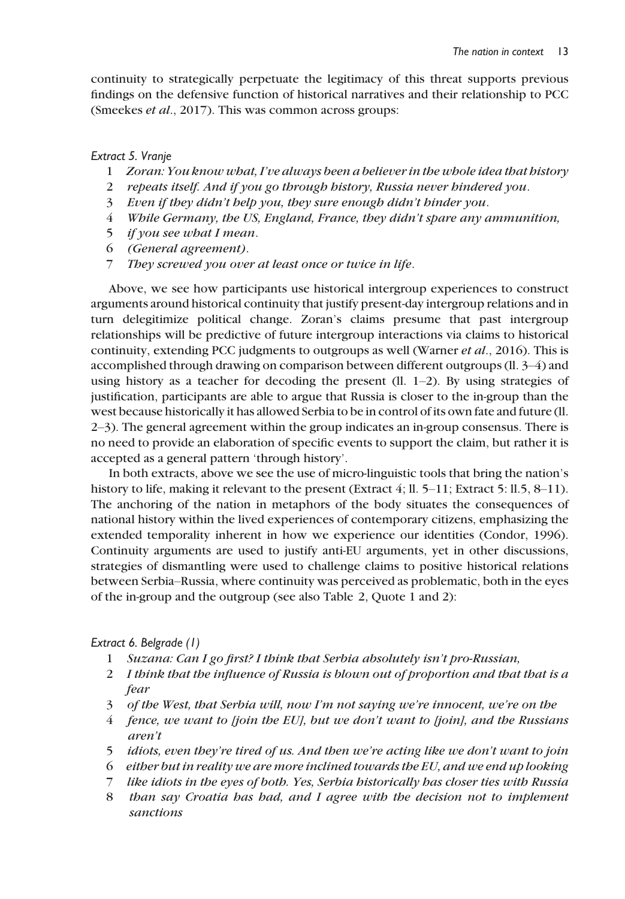continuity to strategically perpetuate the legitimacy of this threat supports previous findings on the defensive function of historical narratives and their relationship to PCC (Smeekes *et al.*, 2017). This was common across groups:

*Extract 5. Vranje*

1 *Zoran: You know what, I've always been a believer in the whole idea that history*
2 *repeats itself. And if you go through history, Russia never hindered you.*
3 *Even if they didn't help you, they sure enough didn't hinder you.*
4 *While Germany, the US, England, France, they didn't spare any ammunition,*
5 *if you see what I mean.*
6 *(General agreement).*
7 *They screwed you over at least once or twice in life.*

Above, we see how participants use historical intergroup experiences to construct arguments around historical continuity that justify present-day intergroup relations and in turn delegitimize political change. Zoran's claims presume that past intergroup relationships will be predictive of future intergroup interactions via claims to historical continuity, extending PCC judgments to outgroups as well (Warner *et al.*, 2016). This is accomplished through drawing on comparison between different outgroups (ll. 3–4) and using history as a teacher for decoding the present (ll. 1–2). By using strategies of justification, participants are able to argue that Russia is closer to the in-group than the west because historically it has allowed Serbia to be in control of its own fate and future (ll. 2–3). The general agreement within the group indicates an in-group consensus. There is no need to provide an elaboration of specific events to support the claim, but rather it is accepted as a general pattern 'through history'.

In both extracts, above we see the use of micro-linguistic tools that bring the nation's history to life, making it relevant to the present (Extract 4; ll. 5–11; Extract 5: ll.5, 8–11). The anchoring of the nation in metaphors of the body situates the consequences of national history within the lived experiences of contemporary citizens, emphasizing the extended temporality inherent in how we experience our identities (Condor, 1996). Continuity arguments are used to justify anti-EU arguments, yet in other discussions, strategies of dismantling were used to challenge claims to positive historical relations between Serbia–Russia, where continuity was perceived as problematic, both in the eyes of the in-group and the outgroup (see also Table 2, Quote 1 and 2):

*Extract 6. Belgrade (1)*

1 *Suzana: Can I go first? I think that Serbia absolutely isn't pro-Russian,*
2 *I think that the influence of Russia is blown out of proportion and that that is a fear*
3 *of the West, that Serbia will, now I'm not saying we're innocent, we're on the*
4 *fence, we want to [join the EU], but we don't want to [join], and the Russians aren't*
5 *idiots, even they're tired of us. And then we're acting like we don't want to join*
6 *either but in reality we are more inclined towards the EU, and we end up looking*
7 *like idiots in the eyes of both. Yes, Serbia historically has closer ties with Russia*
8 *than say Croatia has had, and I agree with the decision not to implement sanctions*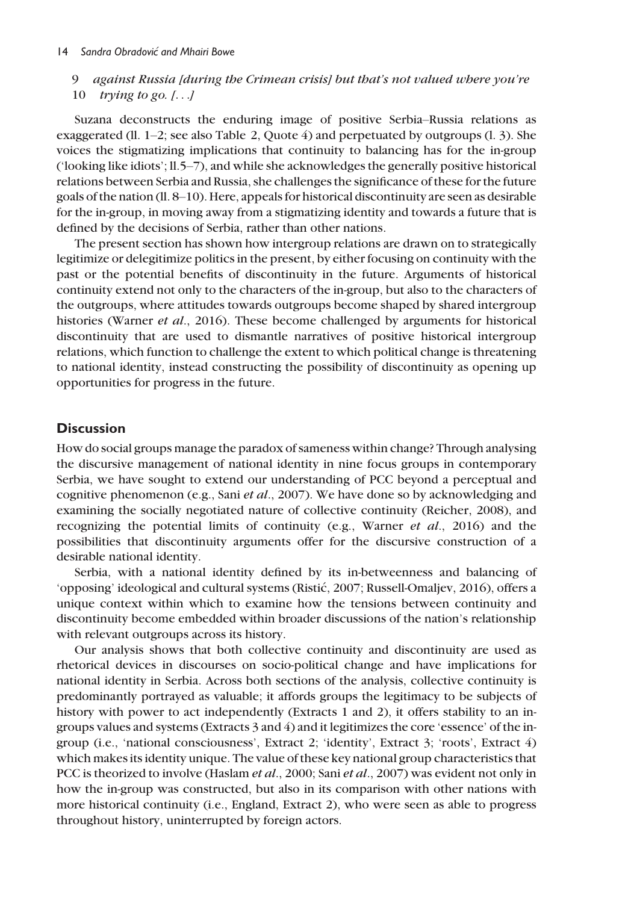9 *against Russia [during the Crimean crisis] but that's not valued where you're*
10 *trying to go. [. . .]*

Suzana deconstructs the enduring image of positive Serbia–Russia relations as exaggerated (ll. 1–2; see also Table 2, Quote 4) and perpetuated by outgroups (l. 3). She voices the stigmatizing implications that continuity to balancing has for the in-group ('looking like idiots'; ll.5–7), and while she acknowledges the generally positive historical relations between Serbia and Russia, she challenges the significance of these for the future goals of the nation (ll. 8–10). Here, appeals for historical discontinuity are seen as desirable for the in-group, in moving away from a stigmatizing identity and towards a future that is defined by the decisions of Serbia, rather than other nations.

The present section has shown how intergroup relations are drawn on to strategically legitimize or delegitimize politics in the present, by either focusing on continuity with the past or the potential benefits of discontinuity in the future. Arguments of historical continuity extend not only to the characters of the in-group, but also to the characters of the outgroups, where attitudes towards outgroups become shaped by shared intergroup histories (Warner *et al*., 2016). These become challenged by arguments for historical discontinuity that are used to dismantle narratives of positive historical intergroup relations, which function to challenge the extent to which political change is threatening to national identity, instead constructing the possibility of discontinuity as opening up opportunities for progress in the future.

## Discussion

How do social groups manage the paradox of sameness within change? Through analysing the discursive management of national identity in nine focus groups in contemporary Serbia, we have sought to extend our understanding of PCC beyond a perceptual and cognitive phenomenon (e.g., Sani *et al*., 2007). We have done so by acknowledging and examining the socially negotiated nature of collective continuity (Reicher, 2008), and recognizing the potential limits of continuity (e.g., Warner *et al*., 2016) and the possibilities that discontinuity arguments offer for the discursive construction of a desirable national identity.

Serbia, with a national identity defined by its in-betweenness and balancing of 'opposing' ideological and cultural systems (Ristić, 2007; Russell-Omaljev, 2016), offers a unique context within which to examine how the tensions between continuity and discontinuity become embedded within broader discussions of the nation's relationship with relevant outgroups across its history.

Our analysis shows that both collective continuity and discontinuity are used as rhetorical devices in discourses on socio-political change and have implications for national identity in Serbia. Across both sections of the analysis, collective continuity is predominantly portrayed as valuable; it affords groups the legitimacy to be subjects of history with power to act independently (Extracts 1 and 2), it offers stability to an in-groups values and systems (Extracts 3 and 4) and it legitimizes the core 'essence' of the in-group (i.e., 'national consciousness', Extract 2; 'identity', Extract 3; 'roots', Extract 4) which makes its identity unique. The value of these key national group characteristics that PCC is theorized to involve (Haslam *et al*., 2000; Sani *et al*., 2007) was evident not only in how the in-group was constructed, but also in its comparison with other nations with more historical continuity (i.e., England, Extract 2), who were seen as able to progress throughout history, uninterrupted by foreign actors.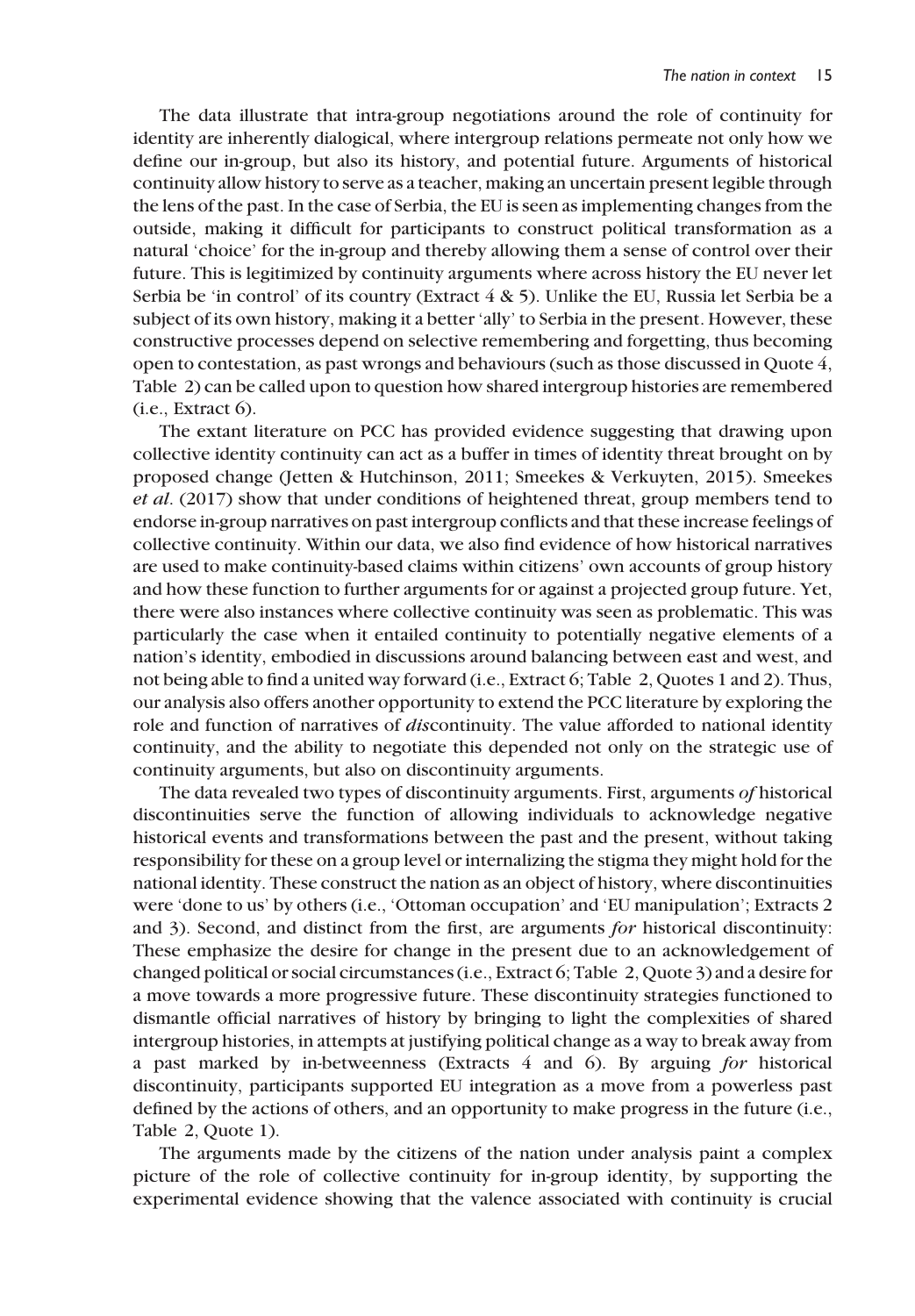The data illustrate that intra-group negotiations around the role of continuity for identity are inherently dialogical, where intergroup relations permeate not only how we define our in-group, but also its history, and potential future. Arguments of historical continuity allow history to serve as a teacher, making an uncertain present legible through the lens of the past. In the case of Serbia, the EU is seen as implementing changes from the outside, making it difficult for participants to construct political transformation as a natural 'choice' for the in-group and thereby allowing them a sense of control over their future. This is legitimized by continuity arguments where across history the EU never let Serbia be 'in control' of its country (Extract 4 & 5). Unlike the EU, Russia let Serbia be a subject of its own history, making it a better 'ally' to Serbia in the present. However, these constructive processes depend on selective remembering and forgetting, thus becoming open to contestation, as past wrongs and behaviours (such as those discussed in Quote 4, Table 2) can be called upon to question how shared intergroup histories are remembered (i.e., Extract 6).

The extant literature on PCC has provided evidence suggesting that drawing upon collective identity continuity can act as a buffer in times of identity threat brought on by proposed change (Jetten & Hutchinson, 2011; Smeekes & Verkuyten, 2015). Smeekes *et al*. (2017) show that under conditions of heightened threat, group members tend to endorse in-group narratives on past intergroup conflicts and that these increase feelings of collective continuity. Within our data, we also find evidence of how historical narratives are used to make continuity-based claims within citizens' own accounts of group history and how these function to further arguments for or against a projected group future. Yet, there were also instances where collective continuity was seen as problematic. This was particularly the case when it entailed continuity to potentially negative elements of a nation's identity, embodied in discussions around balancing between east and west, and not being able to find a united way forward (i.e., Extract 6; Table 2, Quotes 1 and 2). Thus, our analysis also offers another opportunity to extend the PCC literature by exploring the role and function of narratives of *dis*continuity. The value afforded to national identity continuity, and the ability to negotiate this depended not only on the strategic use of continuity arguments, but also on discontinuity arguments.

The data revealed two types of discontinuity arguments. First, arguments *of* historical discontinuities serve the function of allowing individuals to acknowledge negative historical events and transformations between the past and the present, without taking responsibility for these on a group level or internalizing the stigma they might hold for the national identity. These construct the nation as an object of history, where discontinuities were 'done to us' by others (i.e., 'Ottoman occupation' and 'EU manipulation'; Extracts 2 and 3). Second, and distinct from the first, are arguments *for* historical discontinuity: These emphasize the desire for change in the present due to an acknowledgement of changed political or social circumstances (i.e., Extract 6; Table 2, Quote 3) and a desire for a move towards a more progressive future. These discontinuity strategies functioned to dismantle official narratives of history by bringing to light the complexities of shared intergroup histories, in attempts at justifying political change as a way to break away from a past marked by in-betweenness (Extracts 4 and 6). By arguing *for* historical discontinuity, participants supported EU integration as a move from a powerless past defined by the actions of others, and an opportunity to make progress in the future (i.e., Table 2, Quote 1).

The arguments made by the citizens of the nation under analysis paint a complex picture of the role of collective continuity for in-group identity, by supporting the experimental evidence showing that the valence associated with continuity is crucial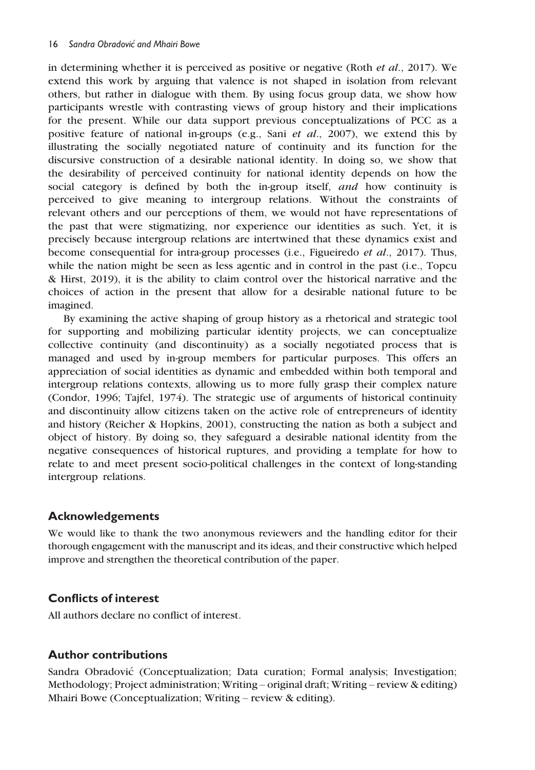in determining whether it is perceived as positive or negative (Roth *et al*., 2017). We extend this work by arguing that valence is not shaped in isolation from relevant others, but rather in dialogue with them. By using focus group data, we show how participants wrestle with contrasting views of group history and their implications for the present. While our data support previous conceptualizations of PCC as a positive feature of national in-groups (e.g., Sani *et al*., 2007), we extend this by illustrating the socially negotiated nature of continuity and its function for the discursive construction of a desirable national identity. In doing so, we show that the desirability of perceived continuity for national identity depends on how the social category is defined by both the in-group itself, *and* how continuity is perceived to give meaning to intergroup relations. Without the constraints of relevant others and our perceptions of them, we would not have representations of the past that were stigmatizing, nor experience our identities as such. Yet, it is precisely because intergroup relations are intertwined that these dynamics exist and become consequential for intra-group processes (i.e., Figueiredo *et al*., 2017). Thus, while the nation might be seen as less agentic and in control in the past (i.e., Topcu & Hirst, 2019), it is the ability to claim control over the historical narrative and the choices of action in the present that allow for a desirable national future to be imagined.

By examining the active shaping of group history as a rhetorical and strategic tool for supporting and mobilizing particular identity projects, we can conceptualize collective continuity (and discontinuity) as a socially negotiated process that is managed and used by in-group members for particular purposes. This offers an appreciation of social identities as dynamic and embedded within both temporal and intergroup relations contexts, allowing us to more fully grasp their complex nature (Condor, 1996; Tajfel, 1974). The strategic use of arguments of historical continuity and discontinuity allow citizens taken on the active role of entrepreneurs of identity and history (Reicher & Hopkins, 2001), constructing the nation as both a subject and object of history. By doing so, they safeguard a desirable national identity from the negative consequences of historical ruptures, and providing a template for how to relate to and meet present socio-political challenges in the context of long-standing intergroup relations.

## Acknowledgements

We would like to thank the two anonymous reviewers and the handling editor for their thorough engagement with the manuscript and its ideas, and their constructive which helped improve and strengthen the theoretical contribution of the paper.

## Conflicts of interest

All authors declare no conflict of interest.

## Author contributions

Sandra Obradović (Conceptualization; Data curation; Formal analysis; Investigation; Methodology; Project administration; Writing – original draft; Writing – review & editing) Mhairi Bowe (Conceptualization; Writing – review & editing).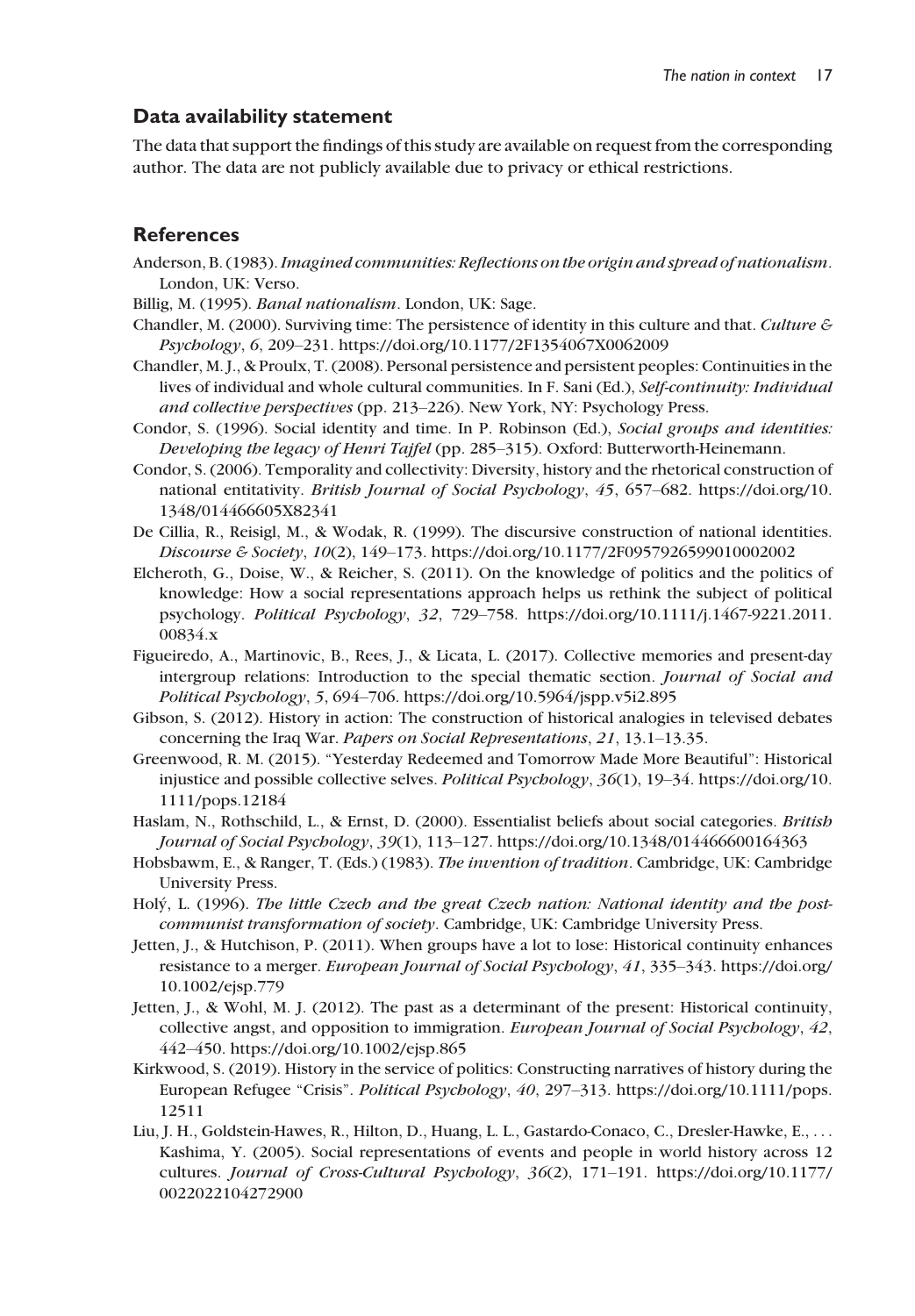## Data availability statement

The data that support the findings of this study are available on request from the corresponding author. The data are not publicly available due to privacy or ethical restrictions.

## References

Anderson, B. (1983). *Imagined communities: Reflections on the origin and spread of nationalism*. London, UK: Verso.

Billig, M. (1995). *Banal nationalism*. London, UK: Sage.

Chandler, M. (2000). Surviving time: The persistence of identity in this culture and that. *Culture & Psychology*, *6*, 209–231. https://doi.org/10.1177/2F1354067X0062009

Chandler, M. J., & Proulx, T. (2008). Personal persistence and persistent peoples: Continuities in the lives of individual and whole cultural communities. In F. Sani (Ed.), *Self-continuity: Individual and collective perspectives* (pp. 213–226). New York, NY: Psychology Press.

Condor, S. (1996). Social identity and time. In P. Robinson (Ed.), *Social groups and identities: Developing the legacy of Henri Tajfel* (pp. 285–315). Oxford: Butterworth-Heinemann.

Condor, S. (2006). Temporality and collectivity: Diversity, history and the rhetorical construction of national entitativity. *British Journal of Social Psychology*, *45*, 657–682. https://doi.org/10.1348/014466605X82341

De Cillia, R., Reisigl, M., & Wodak, R. (1999). The discursive construction of national identities. *Discourse & Society*, *10*(2), 149–173. https://doi.org/10.1177/2F0957926599010002002

Elcheroth, G., Doise, W., & Reicher, S. (2011). On the knowledge of politics and the politics of knowledge: How a social representations approach helps us rethink the subject of political psychology. *Political Psychology*, *32*, 729–758. https://doi.org/10.1111/j.1467-9221.2011.00834.x

Figueiredo, A., Martinovic, B., Rees, J., & Licata, L. (2017). Collective memories and present-day intergroup relations: Introduction to the special thematic section. *Journal of Social and Political Psychology*, *5*, 694–706. https://doi.org/10.5964/jspp.v5i2.895

Gibson, S. (2012). History in action: The construction of historical analogies in televised debates concerning the Iraq War. *Papers on Social Representations*, *21*, 13.1–13.35.

Greenwood, R. M. (2015). "Yesterday Redeemed and Tomorrow Made More Beautiful": Historical injustice and possible collective selves. *Political Psychology*, *36*(1), 19–34. https://doi.org/10.1111/pops.12184

Haslam, N., Rothschild, L., & Ernst, D. (2000). Essentialist beliefs about social categories. *British Journal of Social Psychology*, *39*(1), 113–127. https://doi.org/10.1348/014466600164363

Hobsbawm, E., & Ranger, T. (Eds.) (1983). *The invention of tradition*. Cambridge, UK: Cambridge University Press.

Holý, L. (1996). *The little Czech and the great Czech nation: National identity and the post-communist transformation of society*. Cambridge, UK: Cambridge University Press.

Jetten, J., & Hutchison, P. (2011). When groups have a lot to lose: Historical continuity enhances resistance to a merger. *European Journal of Social Psychology*, *41*, 335–343. https://doi.org/10.1002/ejsp.779

Jetten, J., & Wohl, M. J. (2012). The past as a determinant of the present: Historical continuity, collective angst, and opposition to immigration. *European Journal of Social Psychology*, *42*, 442–450. https://doi.org/10.1002/ejsp.865

Kirkwood, S. (2019). History in the service of politics: Constructing narratives of history during the European Refugee "Crisis". *Political Psychology*, *40*, 297–313. https://doi.org/10.1111/pops.12511

Liu, J. H., Goldstein-Hawes, R., Hilton, D., Huang, L. L., Gastardo-Conaco, C., Dresler-Hawke, E., . . . Kashima, Y. (2005). Social representations of events and people in world history across 12 cultures. *Journal of Cross-Cultural Psychology*, *36*(2), 171–191. https://doi.org/10.1177/0022022104272900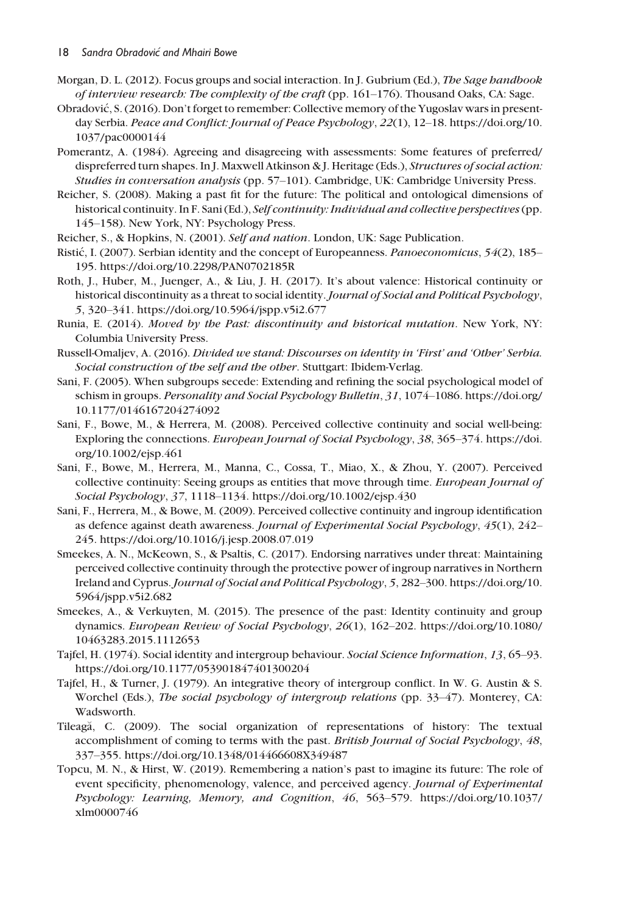Morgan, D. L. (2012). Focus groups and social interaction. In J. Gubrium (Ed.), *The Sage handbook of interview research: The complexity of the craft* (pp. 161–176). Thousand Oaks, CA: Sage.

Obradović, S. (2016). Don't forget to remember: Collective memory of the Yugoslav wars in present-day Serbia. *Peace and Conflict: Journal of Peace Psychology*, *22*(1), 12–18. https://doi.org/10.1037/pac0000144

Pomerantz, A. (1984). Agreeing and disagreeing with assessments: Some features of preferred/dispreferred turn shapes. In J. Maxwell Atkinson & J. Heritage (Eds.), *Structures of social action: Studies in conversation analysis* (pp. 57–101). Cambridge, UK: Cambridge University Press.

Reicher, S. (2008). Making a past fit for the future: The political and ontological dimensions of historical continuity. In F. Sani (Ed.), *Self continuity: Individual and collective perspectives* (pp. 145–158). New York, NY: Psychology Press.

Reicher, S., & Hopkins, N. (2001). *Self and nation*. London, UK: Sage Publication.

Ristić, I. (2007). Serbian identity and the concept of Europeanness. *Panoeconomicus*, *54*(2), 185–195. https://doi.org/10.2298/PAN0702185R

Roth, J., Huber, M., Juenger, A., & Liu, J. H. (2017). It's about valence: Historical continuity or historical discontinuity as a threat to social identity. *Journal of Social and Political Psychology*, *5*, 320–341. https://doi.org/10.5964/jspp.v5i2.677

Runia, E. (2014). *Moved by the Past: discontinuity and historical mutation*. New York, NY: Columbia University Press.

Russell-Omaljev, A. (2016). *Divided we stand: Discourses on identity in 'First' and 'Other' Serbia. Social construction of the self and the other*. Stuttgart: Ibidem-Verlag.

Sani, F. (2005). When subgroups secede: Extending and refining the social psychological model of schism in groups. *Personality and Social Psychology Bulletin*, *31*, 1074–1086. https://doi.org/10.1177/0146167204274092

Sani, F., Bowe, M., & Herrera, M. (2008). Perceived collective continuity and social well-being: Exploring the connections. *European Journal of Social Psychology*, *38*, 365–374. https://doi.org/10.1002/ejsp.461

Sani, F., Bowe, M., Herrera, M., Manna, C., Cossa, T., Miao, X., & Zhou, Y. (2007). Perceived collective continuity: Seeing groups as entities that move through time. *European Journal of Social Psychology*, *37*, 1118–1134. https://doi.org/10.1002/ejsp.430

Sani, F., Herrera, M., & Bowe, M. (2009). Perceived collective continuity and ingroup identification as defence against death awareness. *Journal of Experimental Social Psychology*, *45*(1), 242–245. https://doi.org/10.1016/j.jesp.2008.07.019

Smeekes, A. N., McKeown, S., & Psaltis, C. (2017). Endorsing narratives under threat: Maintaining perceived collective continuity through the protective power of ingroup narratives in Northern Ireland and Cyprus. *Journal of Social and Political Psychology*, *5*, 282–300. https://doi.org/10.5964/jspp.v5i2.682

Smeekes, A., & Verkuyten, M. (2015). The presence of the past: Identity continuity and group dynamics. *European Review of Social Psychology*, *26*(1), 162–202. https://doi.org/10.1080/10463283.2015.1112653

Tajfel, H. (1974). Social identity and intergroup behaviour. *Social Science Information*, *13*, 65–93. https://doi.org/10.1177/053901847401300204

Tajfel, H., & Turner, J. (1979). An integrative theory of intergroup conflict. In W. G. Austin & S. Worchel (Eds.), *The social psychology of intergroup relations* (pp. 33–47). Monterey, CA: Wadsworth.

Tileagă, C. (2009). The social organization of representations of history: The textual accomplishment of coming to terms with the past. *British Journal of Social Psychology*, *48*, 337–355. https://doi.org/10.1348/014466608X349487

Topcu, M. N., & Hirst, W. (2019). Remembering a nation's past to imagine its future: The role of event specificity, phenomenology, valence, and perceived agency. *Journal of Experimental Psychology: Learning, Memory, and Cognition*, *46*, 563–579. https://doi.org/10.1037/xlm0000746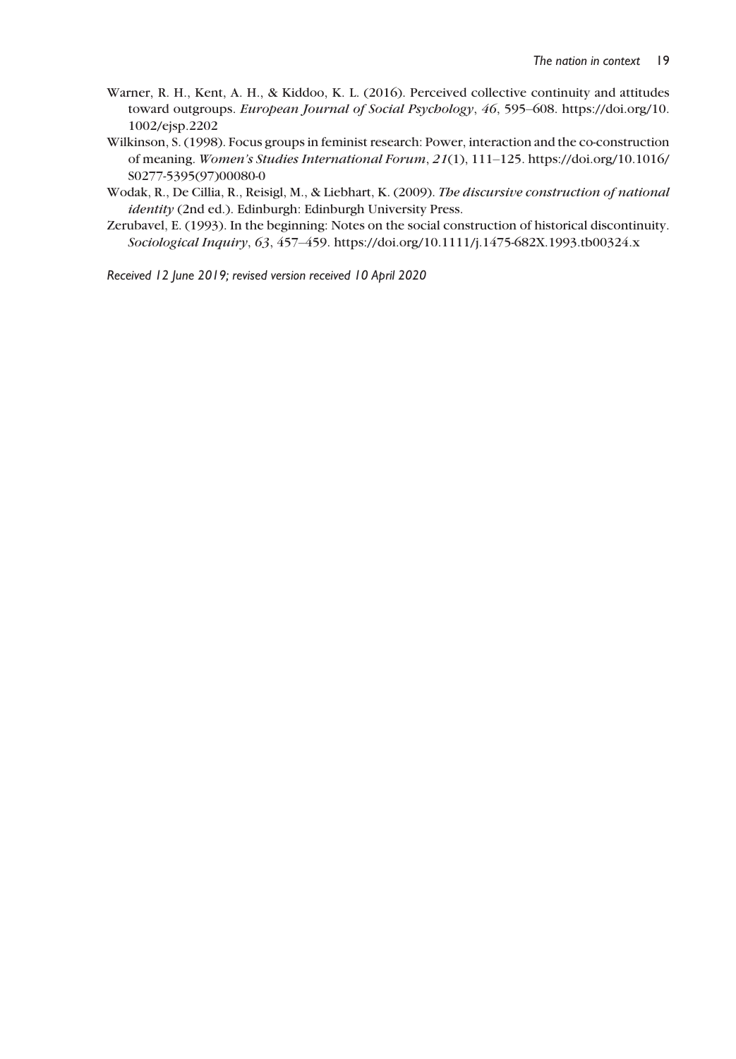Warner, R. H., Kent, A. H., & Kiddoo, K. L. (2016). Perceived collective continuity and attitudes toward outgroups. *European Journal of Social Psychology*, *46*, 595–608. https://doi.org/10.1002/ejsp.2202

Wilkinson, S. (1998). Focus groups in feminist research: Power, interaction and the co-construction of meaning. *Women's Studies International Forum*, *21*(1), 111–125. https://doi.org/10.1016/S0277-5395(97)00080-0

Wodak, R., De Cillia, R., Reisigl, M., & Liebhart, K. (2009). *The discursive construction of national identity* (2nd ed.). Edinburgh: Edinburgh University Press.

Zerubavel, E. (1993). In the beginning: Notes on the social construction of historical discontinuity. *Sociological Inquiry*, *63*, 457–459. https://doi.org/10.1111/j.1475-682X.1993.tb00324.x

*Received 12 June 2019; revised version received 10 April 2020*